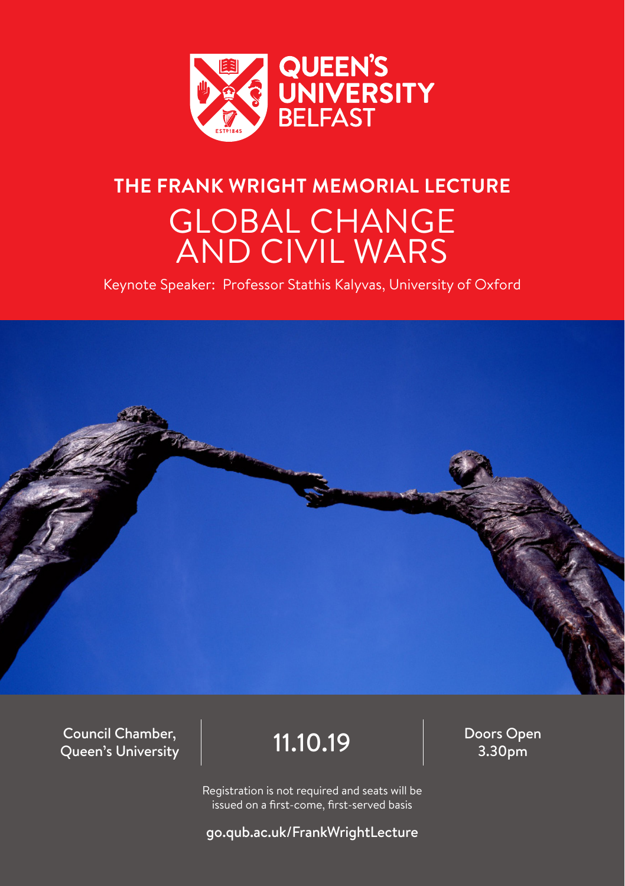QUEEN'S UNIVERSITY BELFAST

# THE FRANK WRIGHT MEMORIAL LECTURE

## GLOBAL CHANGE AND CIVIL WARS

Keynote Speaker: Professor Stathis Kalyvas, University of Oxford

Council Chamber, Queen's University

11.10.19

Doors Open 3.30pm

Registration is not required and seats will be issued on a first-come, first-served basis

go.qub.ac.uk/FrankWrightLecture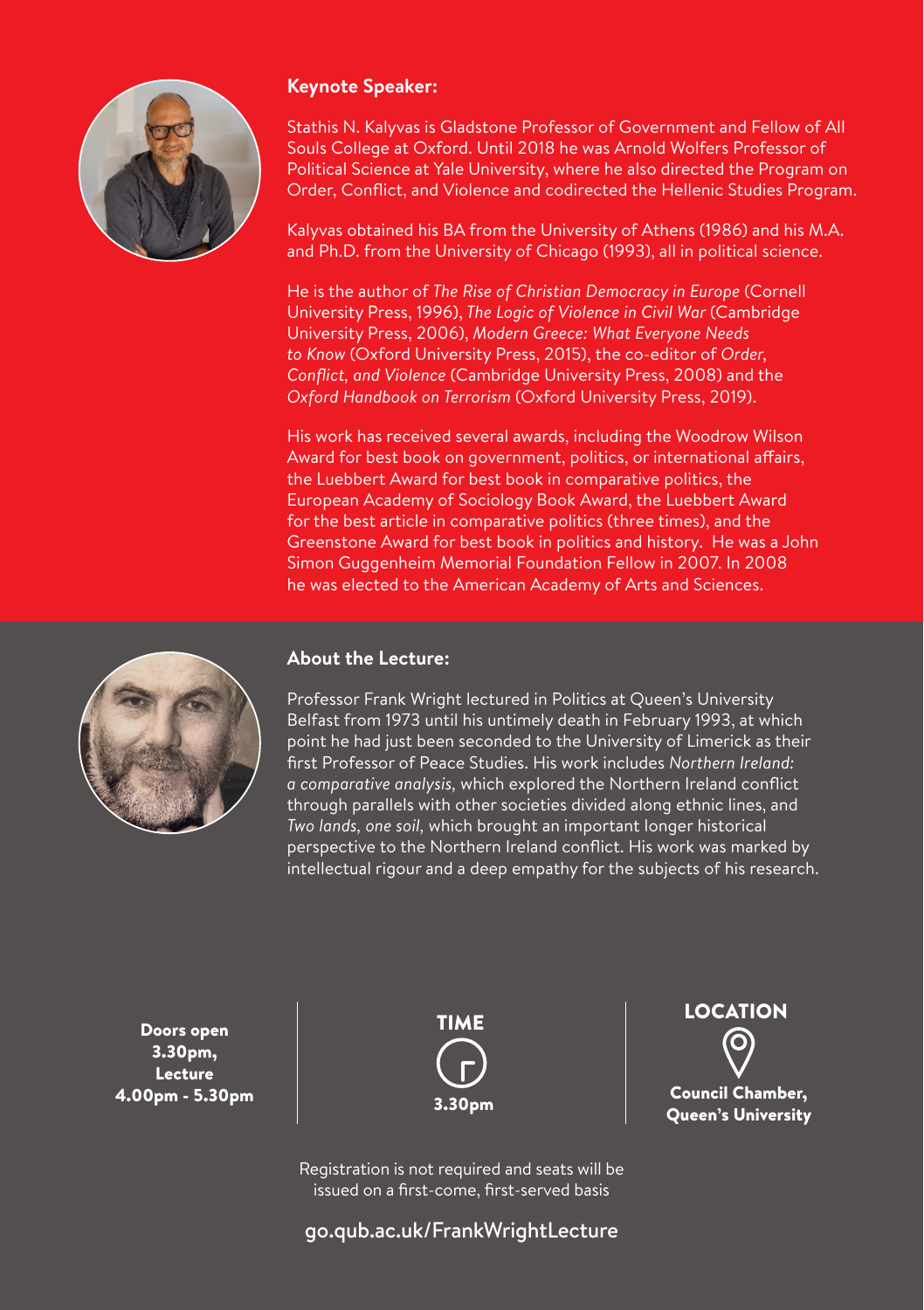## Keynote Speaker:

Stathis N. Kalyvas is Gladstone Professor of Government and Fellow of All Souls College at Oxford. Until 2018 he was Arnold Wolfers Professor of Political Science at Yale University, where he also directed the Program on Order, Conflict, and Violence and codirected the Hellenic Studies Program.

Kalyvas obtained his BA from the University of Athens (1986) and his M.A. and Ph.D. from the University of Chicago (1993), all in political science.

He is the author of *The Rise of Christian Democracy in Europe* (Cornell University Press, 1996), *The Logic of Violence in Civil War* (Cambridge University Press, 2006), *Modern Greece: What Everyone Needs to Know* (Oxford University Press, 2015), the co-editor of *Order, Conflict, and Violence* (Cambridge University Press, 2008) and the *Oxford Handbook on Terrorism* (Oxford University Press, 2019).

His work has received several awards, including the Woodrow Wilson Award for best book on government, politics, or international affairs, the Luebbert Award for best book in comparative politics, the European Academy of Sociology Book Award, the Luebbert Award for the best article in comparative politics (three times), and the Greenstone Award for best book in politics and history. He was a John Simon Guggenheim Memorial Foundation Fellow in 2007. In 2008 he was elected to the American Academy of Arts and Sciences.

## About the Lecture:

Professor Frank Wright lectured in Politics at Queen's University Belfast from 1973 until his untimely death in February 1993, at which point he had just been seconded to the University of Limerick as their first Professor of Peace Studies. His work includes *Northern Ireland: a comparative analysis*, which explored the Northern Ireland conflict through parallels with other societies divided along ethnic lines, and *Two lands, one soil*, which brought an important longer historical perspective to the Northern Ireland conflict. His work was marked by intellectual rigour and a deep empathy for the subjects of his research.

**Doors open 3.30pm, Lecture 4.00pm - 5.30pm**

**TIME**

**3.30pm**

**LOCATION**

**Council Chamber, Queen's University**

Registration is not required and seats will be issued on a first-come, first-served basis

go.qub.ac.uk/FrankWrightLecture